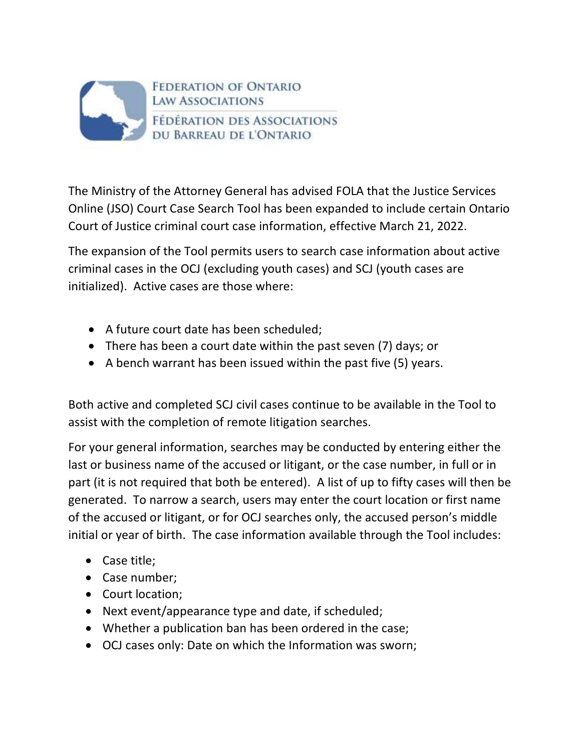FEDERATION OF ONTARIO LAW ASSOCIATIONS

FÉDÉRATION DES ASSOCIATIONS DU BARREAU DE L'ONTARIO

The Ministry of the Attorney General has advised FOLA that the Justice Services Online (JSO) Court Case Search Tool has been expanded to include certain Ontario Court of Justice criminal court case information, effective March 21, 2022.

The expansion of the Tool permits users to search case information about active criminal cases in the OCJ (excluding youth cases) and SCJ (youth cases are initialized). Active cases are those where:

- A future court date has been scheduled;
- There has been a court date within the past seven (7) days; or
- A bench warrant has been issued within the past five (5) years.

Both active and completed SCJ civil cases continue to be available in the Tool to assist with the completion of remote litigation searches.

For your general information, searches may be conducted by entering either the last or business name of the accused or litigant, or the case number, in full or in part (it is not required that both be entered). A list of up to fifty cases will then be generated. To narrow a search, users may enter the court location or first name of the accused or litigant, or for OCJ searches only, the accused person's middle initial or year of birth. The case information available through the Tool includes:

- Case title;
- Case number;
- Court location;
- Next event/appearance type and date, if scheduled;
- Whether a publication ban has been ordered in the case;
- OCJ cases only: Date on which the Information was sworn;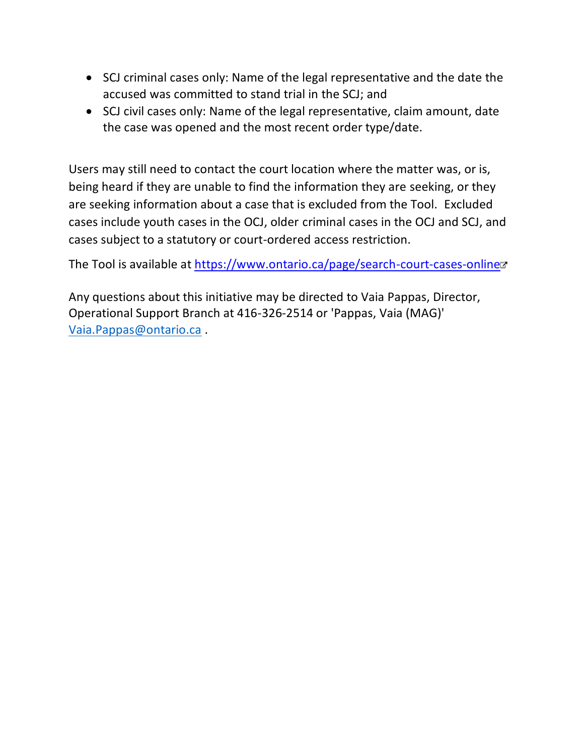- SCJ criminal cases only: Name of the legal representative and the date the accused was committed to stand trial in the SCJ; and
- SCJ civil cases only: Name of the legal representative, claim amount, date the case was opened and the most recent order type/date.

Users may still need to contact the court location where the matter was, or is, being heard if they are unable to find the information they are seeking, or they are seeking information about a case that is excluded from the Tool. Excluded cases include youth cases in the OCJ, older criminal cases in the OCJ and SCJ, and cases subject to a statutory or court-ordered access restriction.

The Tool is available at [https://www.ontario.ca/page/search-court-cases-online](https://www.ontario.ca/page/search-court-cases-online)

Any questions about this initiative may be directed to Vaia Pappas, Director, Operational Support Branch at 416-326-2514 or 'Pappas, Vaia (MAG)' [Vaia.Pappas@ontario.ca](mailto:Vaia.Pappas@ontario.ca) .